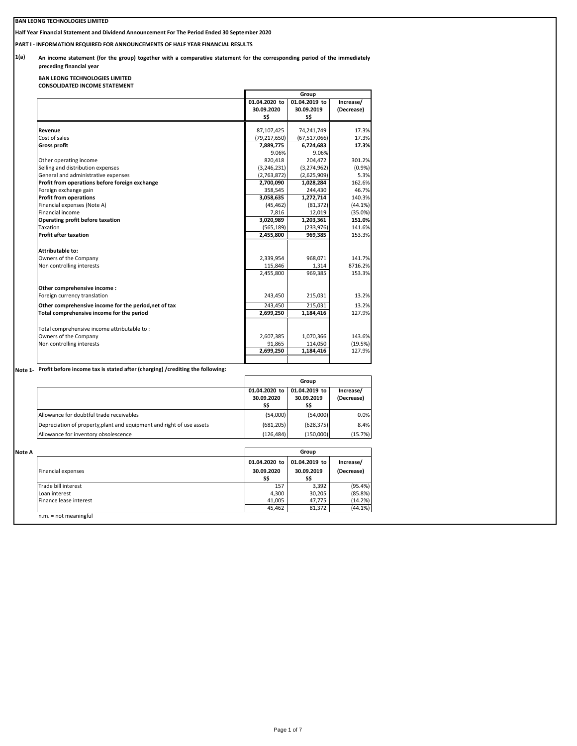**BAN LEONG TECHNOLOGIES LIMITED**

**Half Year Financial Statement and Dividend Announcement For The Period Ended 30 September 2020**

**PART I - INFORMATION REQUIRED FOR ANNOUNCEMENTS OF HALF YEAR FINANCIAL RESULTS**

**1(a)** **An income statement (for the group) together with a comparative statement for the corresponding period of the immediately preceding financial year**

**BAN LEONG TECHNOLOGIES LIMITED**
**CONSOLIDATED INCOME STATEMENT**

| | Group | | |
|---|---|---|---|
| | 01.04.2020 to 30.09.2020 S$ | 01.04.2019 to 30.09.2019 S$ | Increase/ (Decrease) |
| **Revenue** | 87,107,425 | 74,241,749 | 17.3% |
| Cost of sales | (79,217,650) | (67,517,066) | 17.3% |
| **Gross profit** | **7,889,775** | **6,724,683** | **17.3%** |
| | 9.06% | 9.06% | |
| Other operating income | 820,418 | 204,472 | 301.2% |
| Selling and distribution expenses | (3,246,231) | (3,274,962) | (0.9%) |
| General and administrative expenses | (2,763,872) | (2,625,909) | 5.3% |
| **Profit from operations before foreign exchange** | **2,700,090** | **1,028,284** | 162.6% |
| Foreign exchange gain | 358,545 | 244,430 | 46.7% |
| **Profit from operations** | **3,058,635** | **1,272,714** | 140.3% |
| Financial expenses (Note A) | (45,462) | (81,372) | (44.1%) |
| Financial income | 7,816 | 12,019 | (35.0%) |
| **Operating profit before taxation** | **3,020,989** | **1,203,361** | **151.0%** |
| Taxation | (565,189) | (233,976) | 141.6% |
| **Profit after taxation** | **2,455,800** | **969,385** | 153.3% |
| | | | |
| **Attributable to:** | | | |
| Owners of the Company | 2,339,954 | 968,071 | 141.7% |
| Non controlling interests | 115,846 | 1,314 | 8716.2% |
| | 2,455,800 | 969,385 | 153.3% |
| | | | |
| **Other comprehensive income :** | | | |
| Foreign currency translation | 243,450 | 215,031 | 13.2% |
| **Other comprehensive income for the period,net of tax** | 243,450 | 215,031 | 13.2% |
| **Total comprehensive income for the period** | **2,699,250** | **1,184,416** | 127.9% |
| | | | |
| Total comprehensive income attributable to : | | | |
| Owners of the Company | 2,607,385 | 1,070,366 | 143.6% |
| Non controlling interests | 91,865 | 114,050 | (19.5%) |
| | **2,699,250** | **1,184,416** | 127.9% |

**Note 1- Profit before income tax is stated after (charging) /crediting the following:**

| | Group | | |
|---|---|---|---|
| | 01.04.2020 to 30.09.2020 S$ | 01.04.2019 to 30.09.2019 S$ | Increase/ (Decrease) |
| Allowance for doubtful trade receivables | (54,000) | (54,000) | 0.0% |
| Depreciation of property,plant and equipment and right of use assets | (681,205) | (628,375) | 8.4% |
| Allowance for inventory obsolescence | (126,484) | (150,000) | (15.7%) |

**Note A**

| | Group | | |
|---|---|---|---|
| Financial expenses | 01.04.2020 to 30.09.2020 S$ | 01.04.2019 to 30.09.2019 S$ | Increase/ (Decrease) |
| Trade bill interest | 157 | 3,392 | (95.4%) |
| Loan interest | 4,300 | 30,205 | (85.8%) |
| Finance lease interest | 41,005 | 47,775 | (14.2%) |
| | 45,462 | 81,372 | (44.1%) |

n.m. = not meaningful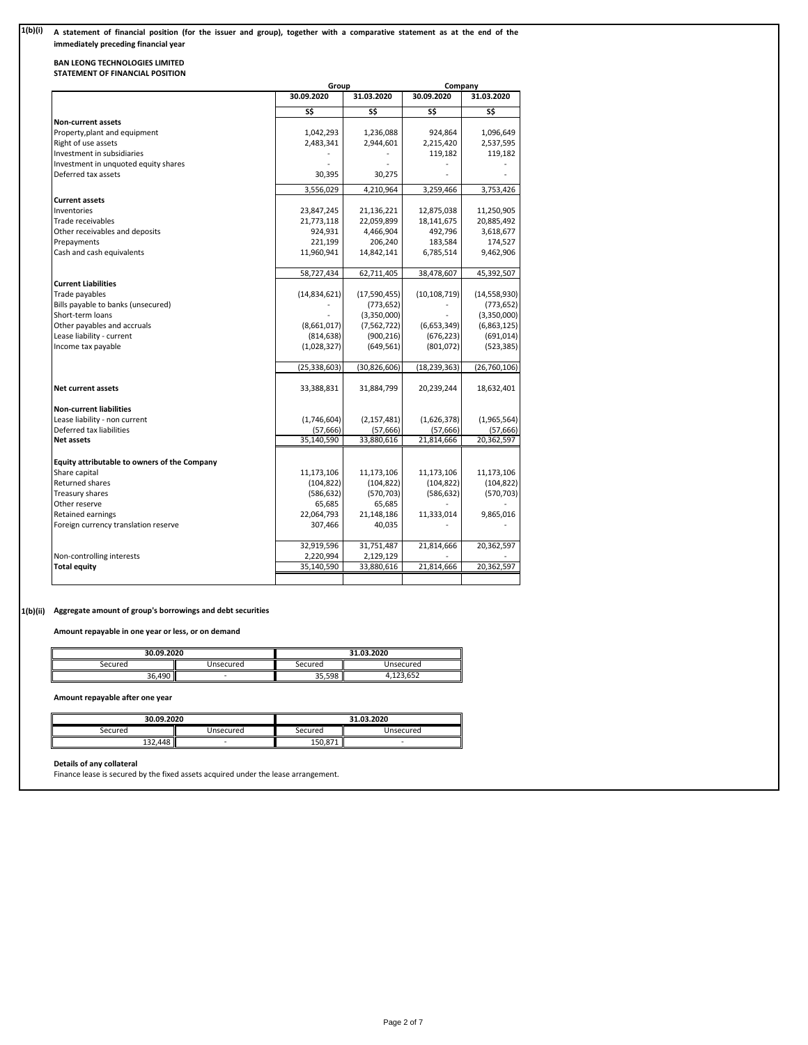**1(b)(i)** **A statement of financial position (for the issuer and group), together with a comparative statement as at the end of the immediately preceding financial year**

**BAN LEONG TECHNOLOGIES LIMITED**
**STATEMENT OF FINANCIAL POSITION**

| | Group | | Company | |
|---|---|---|---|---|
| | **30.09.2020** | **31.03.2020** | **30.09.2020** | **31.03.2020** |
| | **S$** | **S$** | **S$** | **S$** |
| **Non-current assets** | | | | |
| Property,plant and equipment | 1,042,293 | 1,236,088 | 924,864 | 1,096,649 |
| Right of use assets | 2,483,341 | 2,944,601 | 2,215,420 | 2,537,595 |
| Investment in subsidiaries | - | - | 119,182 | 119,182 |
| Investment in unquoted equity shares | - | - | - | - |
| Deferred tax assets | 30,395 | 30,275 | - | - |
| | 3,556,029 | 4,210,964 | 3,259,466 | 3,753,426 |
| **Current assets** | | | | |
| Inventories | 23,847,245 | 21,136,221 | 12,875,038 | 11,250,905 |
| Trade receivables | 21,773,118 | 22,059,899 | 18,141,675 | 20,885,492 |
| Other receivables and deposits | 924,931 | 4,466,904 | 492,796 | 3,618,677 |
| Prepayments | 221,199 | 206,240 | 183,584 | 174,527 |
| Cash and cash equivalents | 11,960,941 | 14,842,141 | 6,785,514 | 9,462,906 |
| | 58,727,434 | 62,711,405 | 38,478,607 | 45,392,507 |
| **Current Liabilities** | | | | |
| Trade payables | (14,834,621) | (17,590,455) | (10,108,719) | (14,558,930) |
| Bills payable to banks (unsecured) | - | (773,652) | - | (773,652) |
| Short-term loans | - | (3,350,000) | - | (3,350,000) |
| Other payables and accruals | (8,661,017) | (7,562,722) | (6,653,349) | (6,863,125) |
| Lease liability - current | (814,638) | (900,216) | (676,223) | (691,014) |
| Income tax payable | (1,028,327) | (649,561) | (801,072) | (523,385) |
| | (25,338,603) | (30,826,606) | (18,239,363) | (26,760,106) |
| **Net current assets** | 33,388,831 | 31,884,799 | 20,239,244 | 18,632,401 |
| **Non-current liabilities** | | | | |
| Lease liability - non current | (1,746,604) | (2,157,481) | (1,626,378) | (1,965,564) |
| Deferred tax liabilities | (57,666) | (57,666) | (57,666) | (57,666) |
| **Net assets** | 35,140,590 | 33,880,616 | 21,814,666 | 20,362,597 |
| **Equity attributable to owners of the Company** | | | | |
| Share capital | 11,173,106 | 11,173,106 | 11,173,106 | 11,173,106 |
| Returned shares | (104,822) | (104,822) | (104,822) | (104,822) |
| Treasury shares | (586,632) | (570,703) | (586,632) | (570,703) |
| Other reserve | 65,685 | 65,685 | - | - |
| Retained earnings | 22,064,793 | 21,148,186 | 11,333,014 | 9,865,016 |
| Foreign currency translation reserve | 307,466 | 40,035 | - | - |
| | 32,919,596 | 31,751,487 | 21,814,666 | 20,362,597 |
| Non-controlling interests | 2,220,994 | 2,129,129 | - | - |
| **Total equity** | 35,140,590 | 33,880,616 | 21,814,666 | 20,362,597 |

**1(b)(ii)** **Aggregate amount of group's borrowings and debt securities**

**Amount repayable in one year or less, or on demand**

| 30.09.2020 | | 31.03.2020 | |
|---|---|---|---|
| Secured | Unsecured | Secured | Unsecured |
| 36,490 | - | 35,598 | 4,123,652 |

**Amount repayable after one year**

| 30.09.2020 | | 31.03.2020 | |
|---|---|---|---|
| Secured | Unsecured | Secured | Unsecured |
| 132,448 | - | 150,871 | - |

**Details of any collateral**

Finance lease is secured by the fixed assets acquired under the lease arrangement.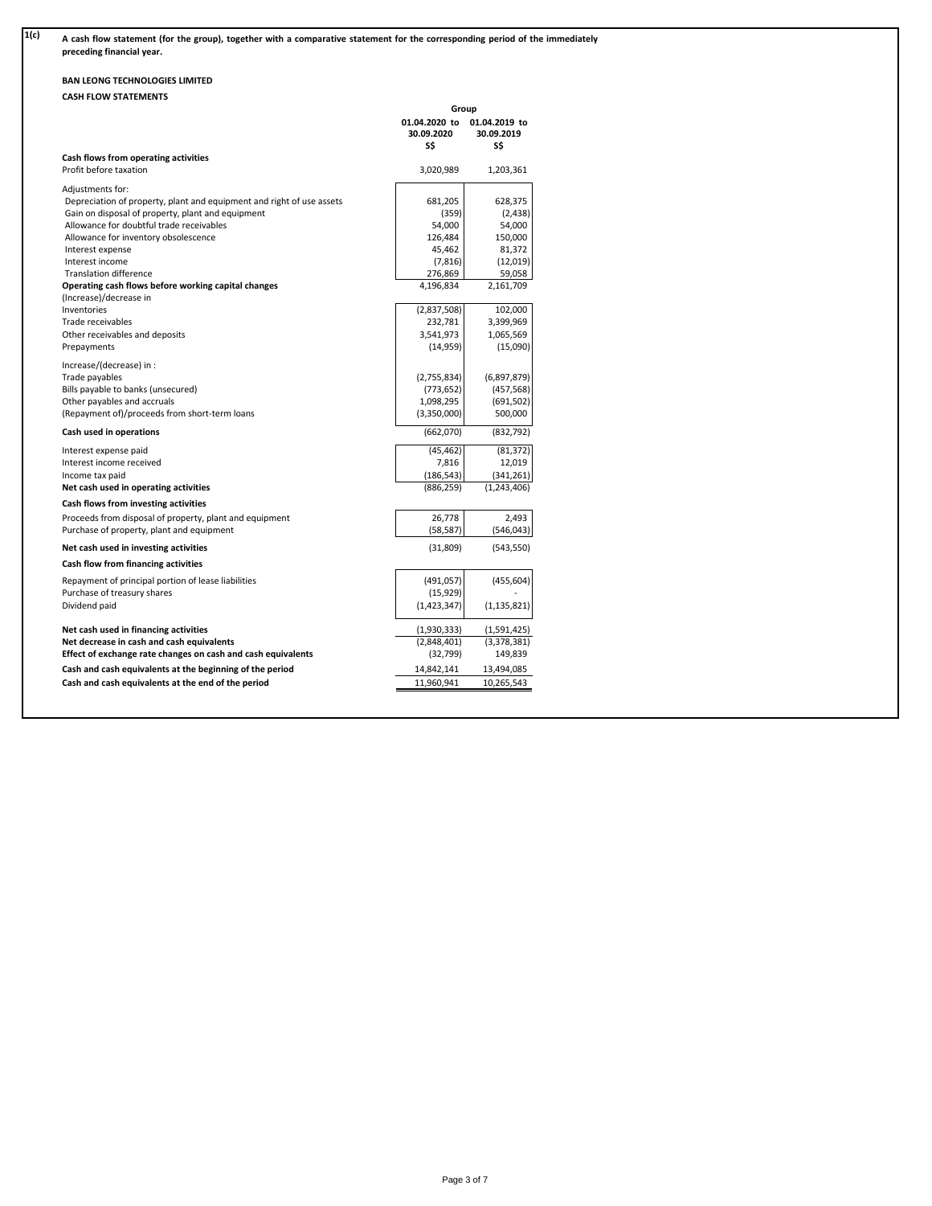**1(c)** **A cash flow statement (for the group), together with a comparative statement for the corresponding period of the immediately preceding financial year.**

**BAN LEONG TECHNOLOGIES LIMITED**

**CASH FLOW STATEMENTS**

| | Group | |
|---|---|---|
| | **01.04.2020 to 30.09.2020** | **01.04.2019 to 30.09.2019** |
| | **S$** | **S$** |
| **Cash flows from operating activities** | | |
| Profit before taxation | 3,020,989 | 1,203,361 |
| Adjustments for: | | |
| Depreciation of property, plant and equipment and right of use assets | 681,205 | 628,375 |
| Gain on disposal of property, plant and equipment | (359) | (2,438) |
| Allowance for doubtful trade receivables | 54,000 | 54,000 |
| Allowance for inventory obsolescence | 126,484 | 150,000 |
| Interest expense | 45,462 | 81,372 |
| Interest income | (7,816) | (12,019) |
| Translation difference | 276,869 | 59,058 |
| **Operating cash flows before working capital changes** | 4,196,834 | 2,161,709 |
| (Increase)/decrease in | | |
| Inventories | (2,837,508) | 102,000 |
| Trade receivables | 232,781 | 3,399,969 |
| Other receivables and deposits | 3,541,973 | 1,065,569 |
| Prepayments | (14,959) | (15,090) |
| Increase/(decrease) in : | | |
| Trade payables | (2,755,834) | (6,897,879) |
| Bills payable to banks (unsecured) | (773,652) | (457,568) |
| Other payables and accruals | 1,098,295 | (691,502) |
| (Repayment of)/proceeds from short-term loans | (3,350,000) | 500,000 |
| **Cash used in operations** | (662,070) | (832,792) |
| Interest expense paid | (45,462) | (81,372) |
| Interest income received | 7,816 | 12,019 |
| Income tax paid | (186,543) | (341,261) |
| **Net cash used in operating activities** | (886,259) | (1,243,406) |
| **Cash flows from investing activities** | | |
| Proceeds from disposal of property, plant and equipment | 26,778 | 2,493 |
| Purchase of property, plant and equipment | (58,587) | (546,043) |
| **Net cash used in investing activities** | (31,809) | (543,550) |
| **Cash flow from financing activities** | | |
| Repayment of principal portion of lease liabilities | (491,057) | (455,604) |
| Purchase of treasury shares | (15,929) | - |
| Dividend paid | (1,423,347) | (1,135,821) |
| **Net cash used in financing activities** | (1,930,333) | (1,591,425) |
| **Net decrease in cash and cash equivalents** | (2,848,401) | (3,378,381) |
| **Effect of exchange rate changes on cash and cash equivalents** | (32,799) | 149,839 |
| **Cash and cash equivalents at the beginning of the period** | 14,842,141 | 13,494,085 |
| **Cash and cash equivalents at the end of the period** | 11,960,941 | 10,265,543 |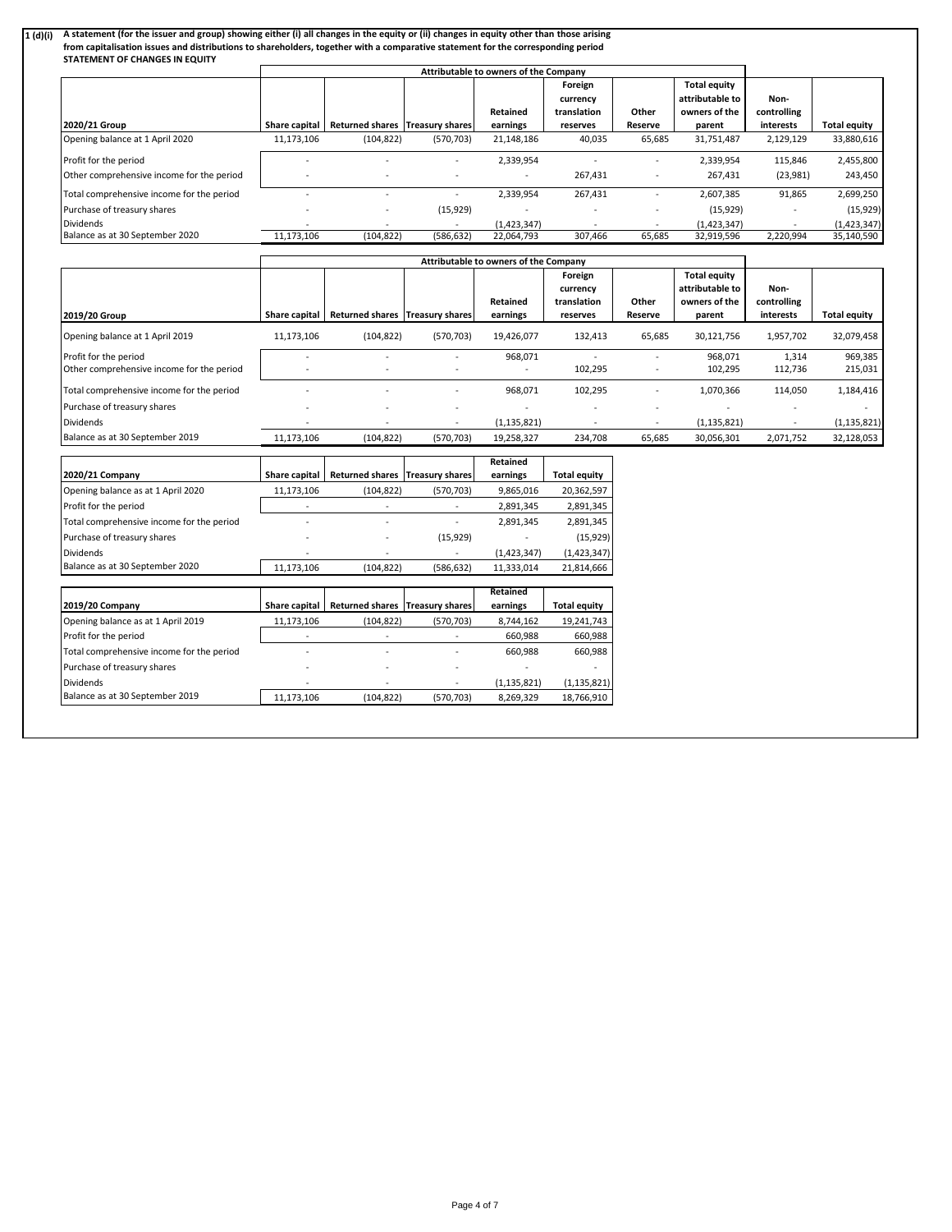**1 (d)(i) A statement (for the issuer and group) showing either (i) all changes in the equity or (ii) changes in equity other than those arising from capitalisation issues and distributions to shareholders, together with a comparative statement for the corresponding period**

**STATEMENT OF CHANGES IN EQUITY**

| | Attributable to owners of the Company | | | | | | | | |
|---|---|---|---|---|---|---|---|---|---|
| **2020/21 Group** | Share capital | Returned shares | Treasury shares | Retained earnings | Foreign currency translation reserves | Other Reserve | Total equity attributable to owners of the parent | Non-controlling interests | Total equity |
| Opening balance at 1 April 2020 | 11,173,106 | (104,822) | (570,703) | 21,148,186 | 40,035 | 65,685 | 31,751,487 | 2,129,129 | 33,880,616 |
| Profit for the period | - | - | - | 2,339,954 | - | - | 2,339,954 | 115,846 | 2,455,800 |
| Other comprehensive income for the period | - | - | - | - | 267,431 | - | 267,431 | (23,981) | 243,450 |
| Total comprehensive income for the period | - | - | - | 2,339,954 | 267,431 | - | 2,607,385 | 91,865 | 2,699,250 |
| Purchase of treasury shares | - | - | (15,929) | - | - | - | (15,929) | - | (15,929) |
| Dividends | - | - | - | (1,423,347) | - | - | (1,423,347) | - | (1,423,347) |
| Balance as at 30 September 2020 | 11,173,106 | (104,822) | (586,632) | 22,064,793 | 307,466 | 65,685 | 32,919,596 | 2,220,994 | 35,140,590 |

| | Attributable to owners of the Company | | | | | | | | |
|---|---|---|---|---|---|---|---|---|---|
| **2019/20 Group** | Share capital | Returned shares | Treasury shares | Retained earnings | Foreign currency translation reserves | Other Reserve | Total equity attributable to owners of the parent | Non-controlling interests | Total equity |
| Opening balance at 1 April 2019 | 11,173,106 | (104,822) | (570,703) | 19,426,077 | 132,413 | 65,685 | 30,121,756 | 1,957,702 | 32,079,458 |
| Profit for the period | - | - | - | 968,071 | - | - | 968,071 | 1,314 | 969,385 |
| Other comprehensive income for the period | - | - | - | - | 102,295 | - | 102,295 | 112,736 | 215,031 |
| Total comprehensive income for the period | - | - | - | 968,071 | 102,295 | - | 1,070,366 | 114,050 | 1,184,416 |
| Purchase of treasury shares | - | - | - | - | - | - | - | - | - |
| Dividends | - | - | - | (1,135,821) | - | - | (1,135,821) | - | (1,135,821) |
| Balance as at 30 September 2019 | 11,173,106 | (104,822) | (570,703) | 19,258,327 | 234,708 | 65,685 | 30,056,301 | 2,071,752 | 32,128,053 |

| **2020/21 Company** | Share capital | Returned shares | Treasury shares | Retained earnings | Total equity |
|---|---|---|---|---|---|
| Opening balance as at 1 April 2020 | 11,173,106 | (104,822) | (570,703) | 9,865,016 | 20,362,597 |
| Profit for the period | - | - | - | 2,891,345 | 2,891,345 |
| Total comprehensive income for the period | - | - | - | 2,891,345 | 2,891,345 |
| Purchase of treasury shares | - | - | (15,929) | - | (15,929) |
| Dividends | - | - | - | (1,423,347) | (1,423,347) |
| Balance as at 30 September 2020 | 11,173,106 | (104,822) | (586,632) | 11,333,014 | 21,814,666 |

| **2019/20 Company** | Share capital | Returned shares | Treasury shares | Retained earnings | Total equity |
|---|---|---|---|---|---|
| Opening balance as at 1 April 2019 | 11,173,106 | (104,822) | (570,703) | 8,744,162 | 19,241,743 |
| Profit for the period | - | - | - | 660,988 | 660,988 |
| Total comprehensive income for the period | - | - | - | 660,988 | 660,988 |
| Purchase of treasury shares | - | - | - | - | - |
| Dividends | - | - | - | (1,135,821) | (1,135,821) |
| Balance as at 30 September 2019 | 11,173,106 | (104,822) | (570,703) | 8,269,329 | 18,766,910 |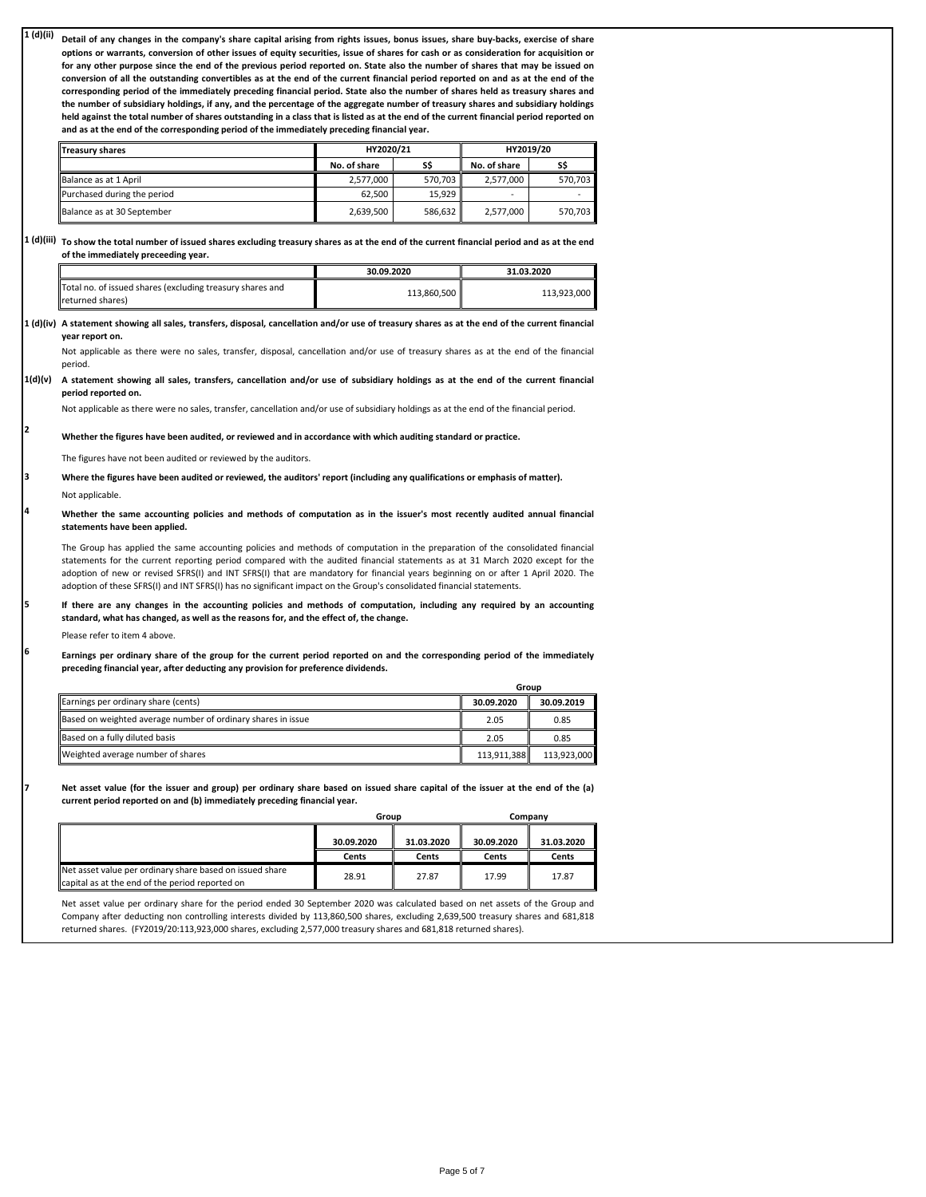**1 (d)(ii) Detail of any changes in the company's share capital arising from rights issues, bonus issues, share buy-backs, exercise of share options or warrants, conversion of other issues of equity securities, issue of shares for cash or as consideration for acquisition or for any other purpose since the end of the previous period reported on. State also the number of shares that may be issued on conversion of all the outstanding convertibles as at the end of the current financial period reported on and as at the end of the corresponding period of the immediately preceding financial period. State also the number of shares held as treasury shares and the number of subsidiary holdings, if any, and the percentage of the aggregate number of treasury shares and subsidiary holdings held against the total number of shares outstanding in a class that is listed as at the end of the current financial period reported on and as at the end of the corresponding period of the immediately preceding financial year.**

| Treasury shares | HY2020/21 | | HY2019/20 | |
|---|---|---|---|---|
| | No. of share | S$ | No. of share | S$ |
| Balance as at 1 April | 2,577,000 | 570,703 | 2,577,000 | 570,703 |
| Purchased during the period | 62,500 | 15,929 | - | - |
| Balance as at 30 September | 2,639,500 | 586,632 | 2,577,000 | 570,703 |

**1 (d)(iii) To show the total number of issued shares excluding treasury shares as at the end of the current financial period and as at the end of the immediately preceeding year.**

| | 30.09.2020 | 31.03.2020 |
|---|---|---|
| Total no. of issued shares (excluding treasury shares and returned shares) | 113,860,500 | 113,923,000 |

**1 (d)(iv) A statement showing all sales, transfers, disposal, cancellation and/or use of treasury shares as at the end of the current financial year report on.**

Not applicable as there were no sales, transfer, disposal, cancellation and/or use of treasury shares as at the end of the financial period.

**1(d)(v) A statement showing all sales, transfers, cancellation and/or use of subsidiary holdings as at the end of the current financial period reported on.**

Not applicable as there were no sales, transfer, cancellation and/or use of subsidiary holdings as at the end of the financial period.

**2 Whether the figures have been audited, or reviewed and in accordance with which auditing standard or practice.**

The figures have not been audited or reviewed by the auditors.

**3 Where the figures have been audited or reviewed, the auditors' report (including any qualifications or emphasis of matter).**

Not applicable.

**4 Whether the same accounting policies and methods of computation as in the issuer's most recently audited annual financial statements have been applied.**

The Group has applied the same accounting policies and methods of computation in the preparation of the consolidated financial statements for the current reporting period compared with the audited financial statements as at 31 March 2020 except for the adoption of new or revised SFRS(I) and INT SFRS(I) that are mandatory for financial years beginning on or after 1 April 2020. The adoption of these SFRS(I) and INT SFRS(I) has no significant impact on the Group's consolidated financial statements.

**5 If there are any changes in the accounting policies and methods of computation, including any required by an accounting standard, what has changed, as well as the reasons for, and the effect of, the change.**

Please refer to item 4 above.

**6 Earnings per ordinary share of the group for the current period reported on and the corresponding period of the immediately preceding financial year, after deducting any provision for preference dividends.**

| | Group | |
|---|---|---|
| Earnings per ordinary share (cents) | 30.09.2020 | 30.09.2019 |
| Based on weighted average number of ordinary shares in issue | 2.05 | 0.85 |
| Based on a fully diluted basis | 2.05 | 0.85 |
| Weighted average number of shares | 113,911,388 | 113,923,000 |

**7 Net asset value (for the issuer and group) per ordinary share based on issued share capital of the issuer at the end of the (a) current period reported on and (b) immediately preceding financial year.**

| | Group | | Company | |
|---|---|---|---|---|
| | 30.09.2020 | 31.03.2020 | 30.09.2020 | 31.03.2020 |
| | Cents | Cents | Cents | Cents |
| Net asset value per ordinary share based on issued share capital as at the end of the period reported on | 28.91 | 27.87 | 17.99 | 17.87 |

Net asset value per ordinary share for the period ended 30 September 2020 was calculated based on net assets of the Group and Company after deducting non controlling interests divided by 113,860,500 shares, excluding 2,639,500 treasury shares and 681,818 returned shares. (FY2019/20:113,923,000 shares, excluding 2,577,000 treasury shares and 681,818 returned shares).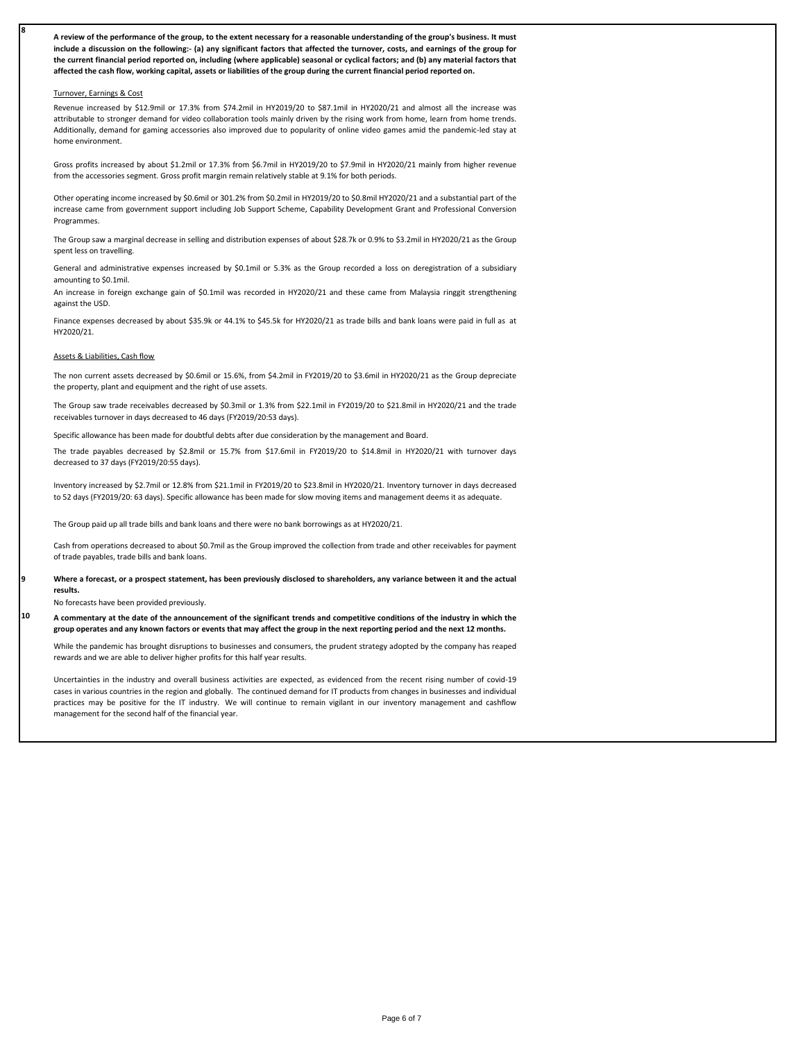**8** **A review of the performance of the group, to the extent necessary for a reasonable understanding of the group's business. It must include a discussion on the following:- (a) any significant factors that affected the turnover, costs, and earnings of the group for the current financial period reported on, including (where applicable) seasonal or cyclical factors; and (b) any material factors that affected the cash flow, working capital, assets or liabilities of the group during the current financial period reported on.**

Turnover, Earnings & Cost

Revenue increased by $12.9mil or 17.3% from $74.2mil in HY2019/20 to $87.1mil in HY2020/21 and almost all the increase was attributable to stronger demand for video collaboration tools mainly driven by the rising work from home, learn from home trends. Additionally, demand for gaming accessories also improved due to popularity of online video games amid the pandemic-led stay at home environment.

Gross profits increased by about $1.2mil or 17.3% from $6.7mil in HY2019/20 to $7.9mil in HY2020/21 mainly from higher revenue from the accessories segment. Gross profit margin remain relatively stable at 9.1% for both periods.

Other operating income increased by $0.6mil or 301.2% from $0.2mil in HY2019/20 to $0.8mil HY2020/21 and a substantial part of the increase came from government support including Job Support Scheme, Capability Development Grant and Professional Conversion Programmes.

The Group saw a marginal decrease in selling and distribution expenses of about $28.7k or 0.9% to $3.2mil in HY2020/21 as the Group spent less on travelling.

General and administrative expenses increased by $0.1mil or 5.3% as the Group recorded a loss on deregistration of a subsidiary amounting to $0.1mil.

An increase in foreign exchange gain of $0.1mil was recorded in HY2020/21 and these came from Malaysia ringgit strengthening against the USD.

Finance expenses decreased by about $35.9k or 44.1% to $45.5k for HY2020/21 as trade bills and bank loans were paid in full as at HY2020/21.

Assets & Liabilities, Cash flow

The non current assets decreased by $0.6mil or 15.6%, from $4.2mil in FY2019/20 to $3.6mil in HY2020/21 as the Group depreciate the property, plant and equipment and the right of use assets.

The Group saw trade receivables decreased by $0.3mil or 1.3% from $22.1mil in FY2019/20 to $21.8mil in HY2020/21 and the trade receivables turnover in days decreased to 46 days (FY2019/20:53 days).

Specific allowance has been made for doubtful debts after due consideration by the management and Board.

The trade payables decreased by $2.8mil or 15.7% from $17.6mil in FY2019/20 to $14.8mil in HY2020/21 with turnover days decreased to 37 days (FY2019/20:55 days).

Inventory increased by $2.7mil or 12.8% from $21.1mil in FY2019/20 to $23.8mil in HY2020/21. Inventory turnover in days decreased to 52 days (FY2019/20: 63 days). Specific allowance has been made for slow moving items and management deems it as adequate.

The Group paid up all trade bills and bank loans and there were no bank borrowings as at HY2020/21.

Cash from operations decreased to about $0.7mil as the Group improved the collection from trade and other receivables for payment of trade payables, trade bills and bank loans.

**9** **Where a forecast, or a prospect statement, has been previously disclosed to shareholders, any variance between it and the actual results.**

No forecasts have been provided previously.

**10** **A commentary at the date of the announcement of the significant trends and competitive conditions of the industry in which the group operates and any known factors or events that may affect the group in the next reporting period and the next 12 months.**

While the pandemic has brought disruptions to businesses and consumers, the prudent strategy adopted by the company has reaped rewards and we are able to deliver higher profits for this half year results.

Uncertainties in the industry and overall business activities are expected, as evidenced from the recent rising number of covid-19 cases in various countries in the region and globally. The continued demand for IT products from changes in businesses and individual practices may be positive for the IT industry. We will continue to remain vigilant in our inventory management and cashflow management for the second half of the financial year.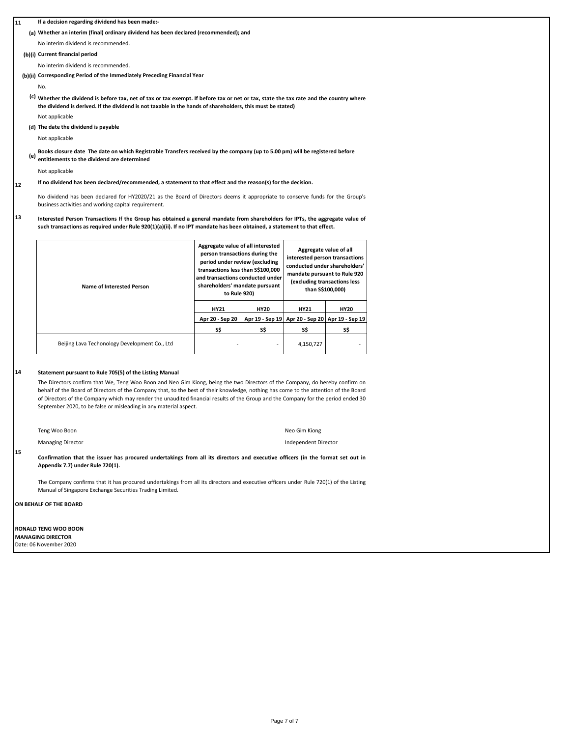**11 If a decision regarding dividend has been made:-**

**(a) Whether an interim (final) ordinary dividend has been declared (recommended); and**

No interim dividend is recommended.

**(b)(i) Current financial period**

No interim dividend is recommended.

**(b)(ii) Corresponding Period of the Immediately Preceding Financial Year**

No.

**(c) Whether the dividend is before tax, net of tax or tax exempt. If before tax or net or tax, state the tax rate and the country where the dividend is derived. If the dividend is not taxable in the hands of shareholders, this must be stated)**

Not applicable

**(d) The date the dividend is payable**

Not applicable

**(e) Books closure date The date on which Registrable Transfers received by the company (up to 5.00 pm) will be registered before entitlements to the dividend are determined**

Not applicable

**12 If no dividend has been declared/recommended, a statement to that effect and the reason(s) for the decision.**

No dividend has been declared for HY2020/21 as the Board of Directors deems it appropriate to conserve funds for the Group's business activities and working capital requirement.

**13 Interested Person Transactions If the Group has obtained a general mandate from shareholders for IPTs, the aggregate value of such transactions as required under Rule 920(1)(a)(ii). If no IPT mandate has been obtained, a statement to that effect.**

| Name of Interested Person | Aggregate value of all interested person transactions during the period under review (excluding transactions less than S$100,000 and transactions conducted under shareholders' mandate pursuant to Rule 920) | | Aggregate value of all interested person transactions conducted under shareholders' mandate pursuant to Rule 920 (excluding transactions less than S$100,000) | |
|---|---|---|---|---|
| | **HY21** | **HY20** | **HY21** | **HY20** |
| | **Apr 20 - Sep 20** | **Apr 19 - Sep 19** | **Apr 20 - Sep 20** | **Apr 19 - Sep 19** |
| | **S$** | **S$** | **S$** | **S$** |
| Beijing Lava Techonology Development Co., Ltd | - | - | 4,150,727 | - |

**14 Statement pursuant to Rule 705(5) of the Listing Manual**

The Directors confirm that We, Teng Woo Boon and Neo Gim Kiong, being the two Directors of the Company, do hereby confirm on behalf of the Board of Directors of the Company that, to the best of their knowledge, nothing has come to the attention of the Board of Directors of the Company which may render the unaudited financial results of the Group and the Company for the period ended 30 September 2020, to be false or misleading in any material aspect.

Teng Woo Boon
Managing Director

Neo Gim Kiong
Independent Director

**15 Confirmation that the issuer has procured undertakings from all its directors and executive officers (in the format set out in Appendix 7.7) under Rule 720(1).**

The Company confirms that it has procured undertakings from all its directors and executive officers under Rule 720(1) of the Listing Manual of Singapore Exchange Securities Trading Limited.

**ON BEHALF OF THE BOARD**

**RONALD TENG WOO BOON**
**MANAGING DIRECTOR**
Date: 06 November 2020